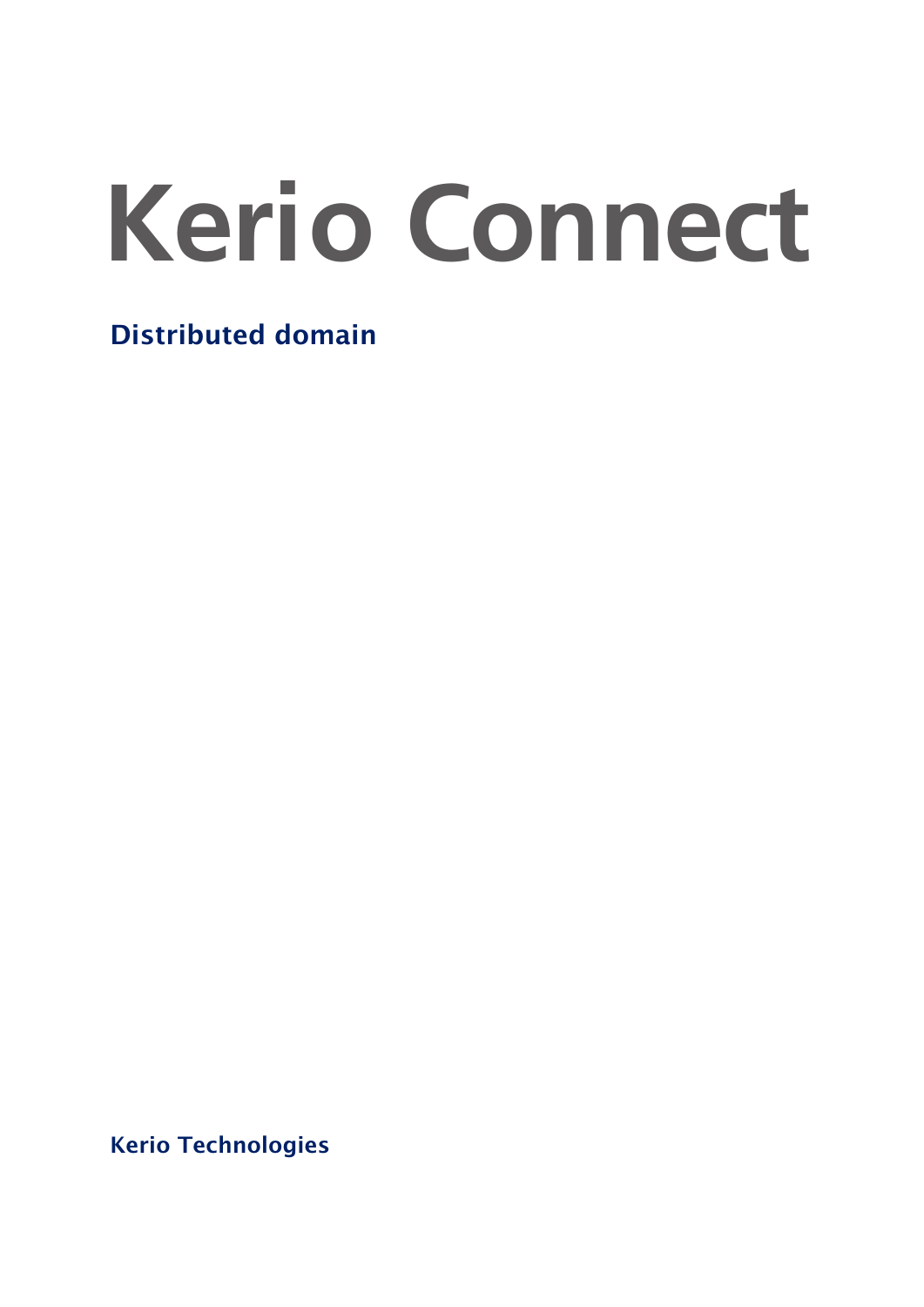# Kerio Connect

## Distributed domain

**Kerio Technologies**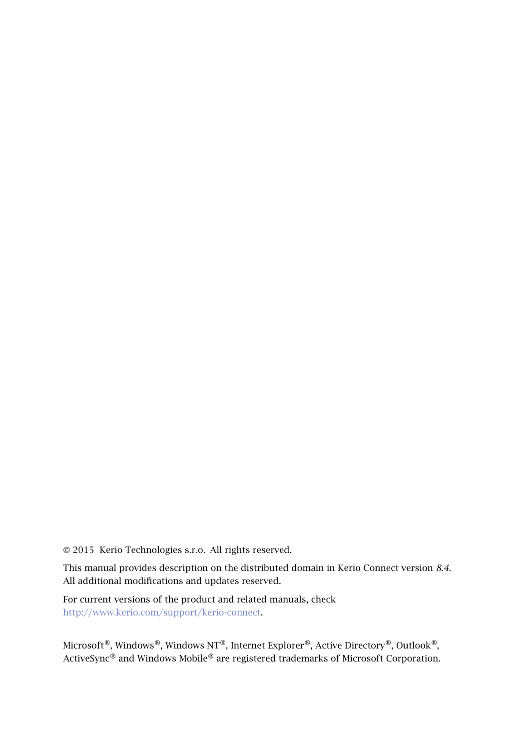© 2015 Kerio Technologies s.r.o. All rights reserved.

This manual provides description on the distributed domain in Kerio Connect version *8.4*. All additional modifications and updates reserved.

For current versions of the product and related manuals, check http://www.kerio.com/support/kerio-connect.

Microsoft®, Windows®, Windows NT®, Internet Explorer®, Active Directory®, Outlook®, ActiveSync® and Windows Mobile® are registered trademarks of Microsoft Corporation.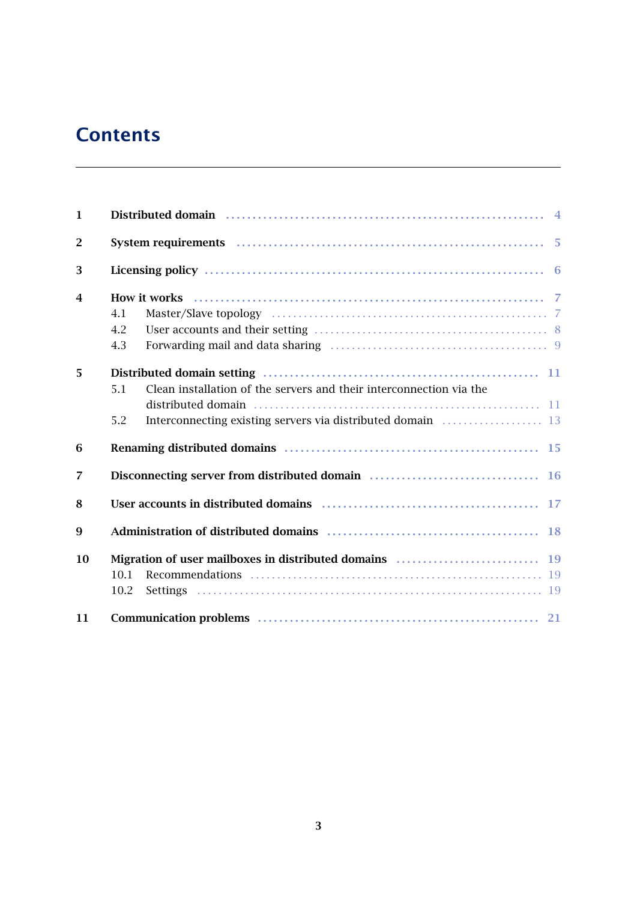# Contents

1 **Distributed domain** ..... 4

2 **System requirements** ..... 5

3 **Licensing policy** ..... 6

4 **How it works** ..... 7
- 4.1 Master/Slave topology ..... 7
- 4.2 User accounts and their setting ..... 8
- 4.3 Forwarding mail and data sharing ..... 9

5 **Distributed domain setting** ..... 11
- 5.1 Clean installation of the servers and their interconnection via the distributed domain ..... 11
- 5.2 Interconnecting existing servers via distributed domain ..... 13

6 **Renaming distributed domains** ..... 15

7 **Disconnecting server from distributed domain** ..... 16

8 **User accounts in distributed domains** ..... 17

9 **Administration of distributed domains** ..... 18

10 **Migration of user mailboxes in distributed domains** ..... 19
- 10.1 Recommendations ..... 19
- 10.2 Settings ..... 19

11 **Communication problems** ..... 21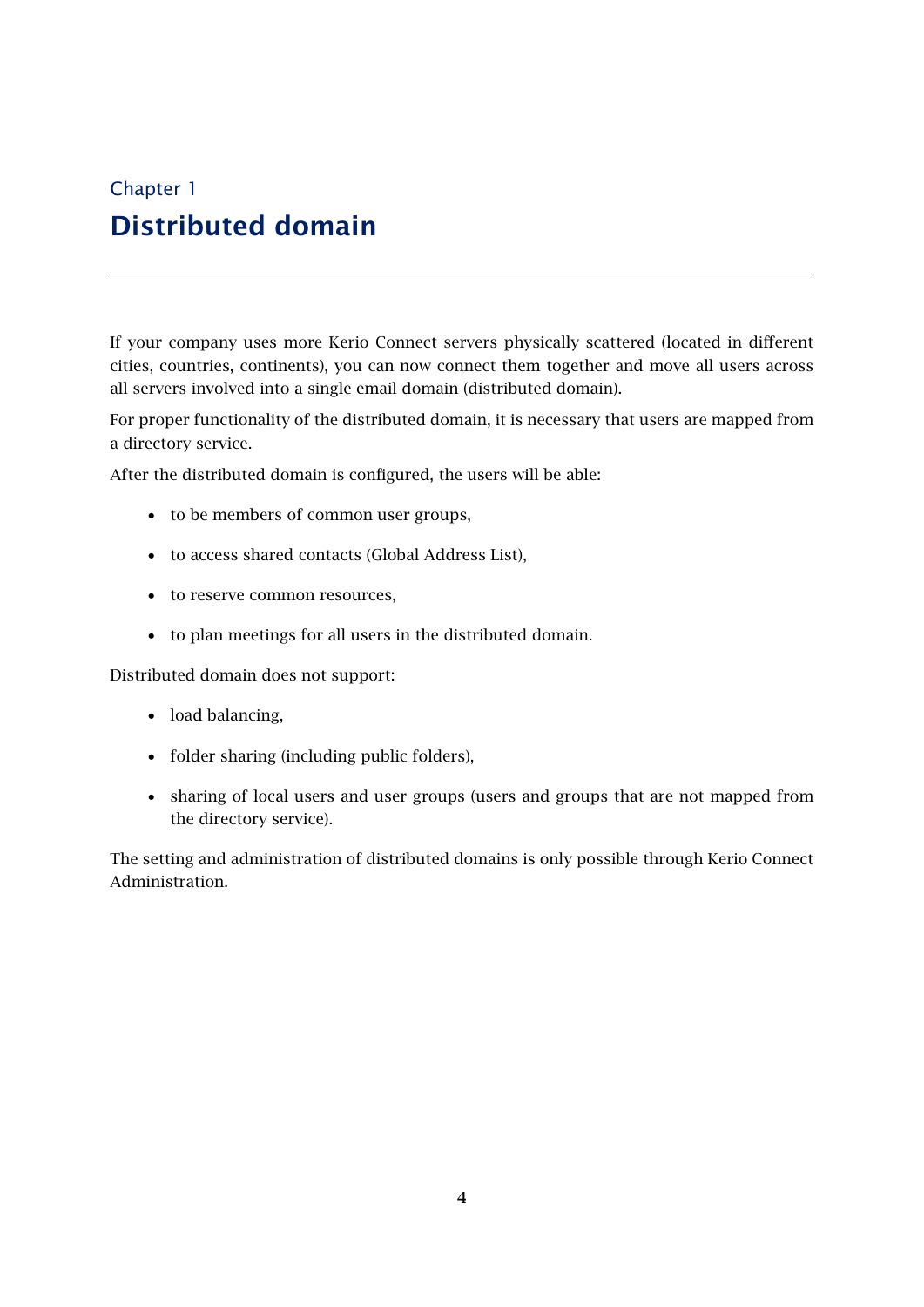# Chapter 1
# Distributed domain

If your company uses more Kerio Connect servers physically scattered (located in different cities, countries, continents), you can now connect them together and move all users across all servers involved into a single email domain (distributed domain).

For proper functionality of the distributed domain, it is necessary that users are mapped from a directory service.

After the distributed domain is configured, the users will be able:

- to be members of common user groups,
- to access shared contacts (Global Address List),
- to reserve common resources,
- to plan meetings for all users in the distributed domain.

Distributed domain does not support:

- load balancing,
- folder sharing (including public folders),
- sharing of local users and user groups (users and groups that are not mapped from the directory service).

The setting and administration of distributed domains is only possible through Kerio Connect Administration.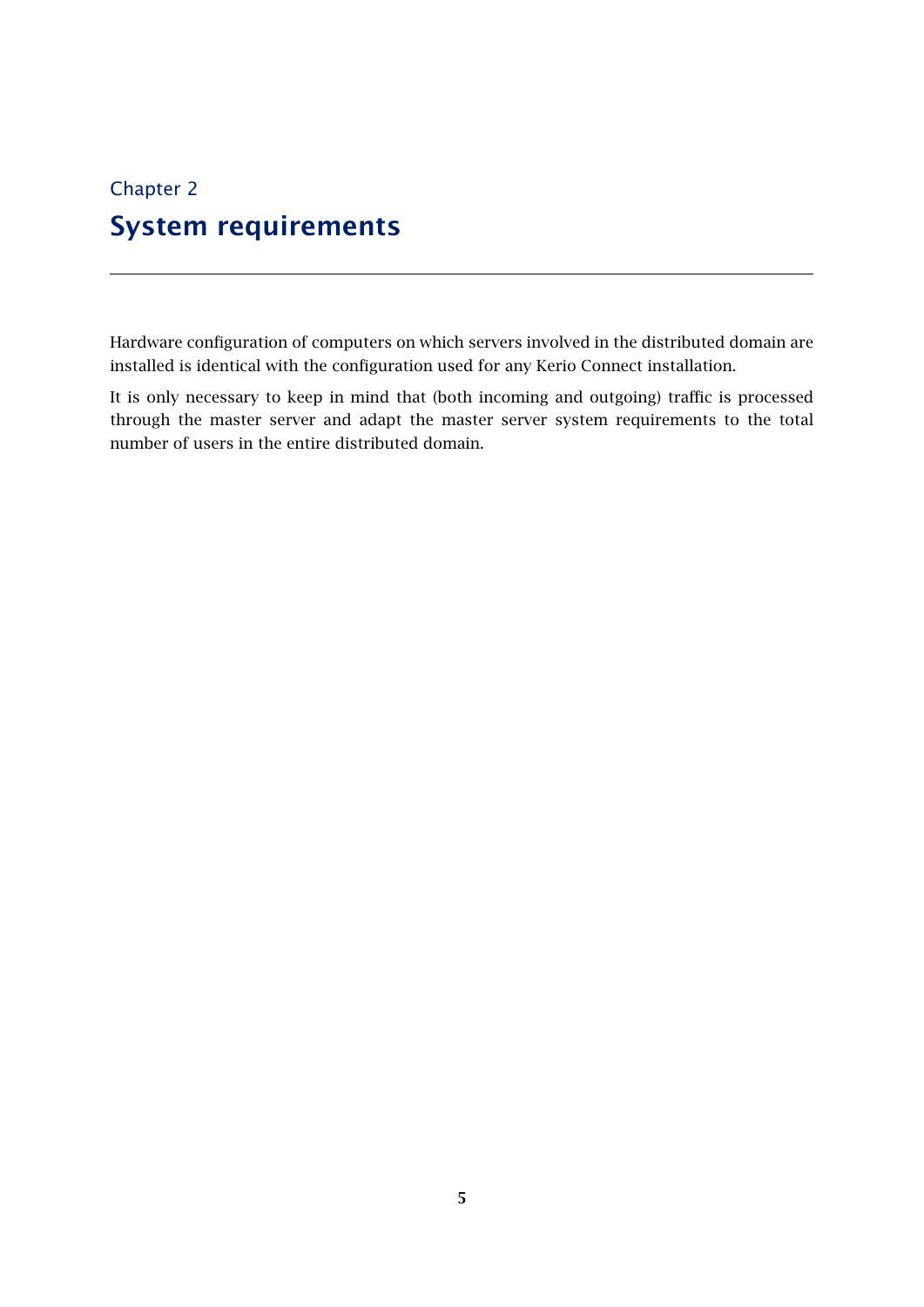# Chapter 2
# System requirements

Hardware configuration of computers on which servers involved in the distributed domain are installed is identical with the configuration used for any Kerio Connect installation.

It is only necessary to keep in mind that (both incoming and outgoing) traffic is processed through the master server and adapt the master server system requirements to the total number of users in the entire distributed domain.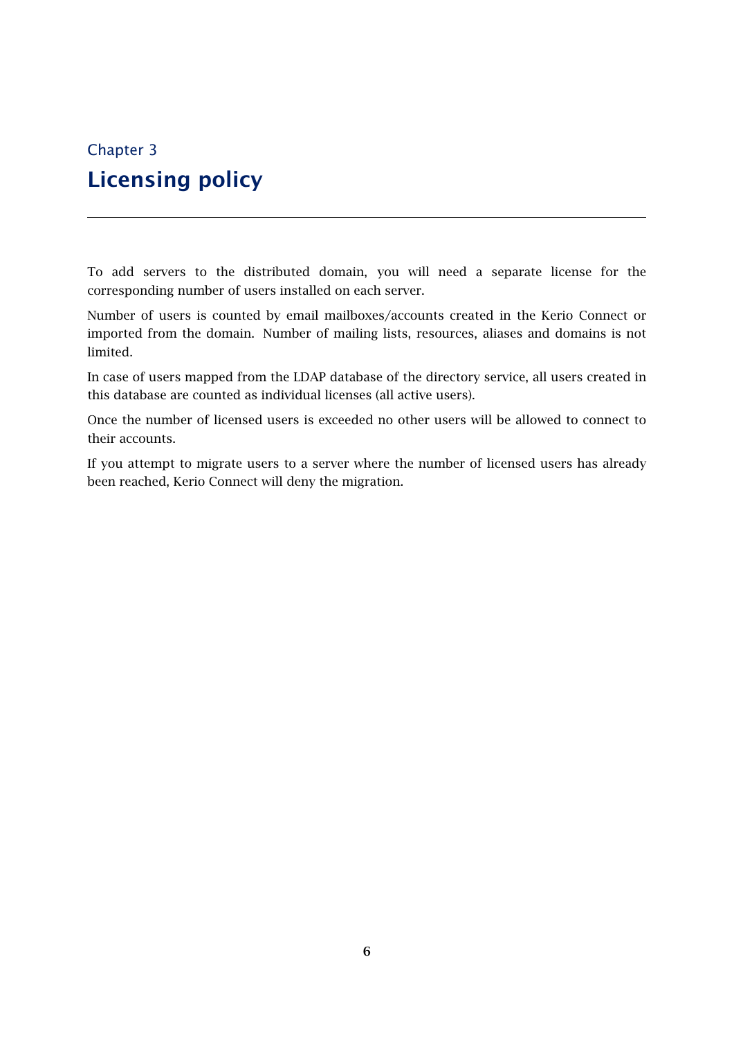Chapter 3

# Licensing policy

To add servers to the distributed domain, you will need a separate license for the corresponding number of users installed on each server.

Number of users is counted by email mailboxes/accounts created in the Kerio Connect or imported from the domain. Number of mailing lists, resources, aliases and domains is not limited.

In case of users mapped from the LDAP database of the directory service, all users created in this database are counted as individual licenses (all active users).

Once the number of licensed users is exceeded no other users will be allowed to connect to their accounts.

If you attempt to migrate users to a server where the number of licensed users has already been reached, Kerio Connect will deny the migration.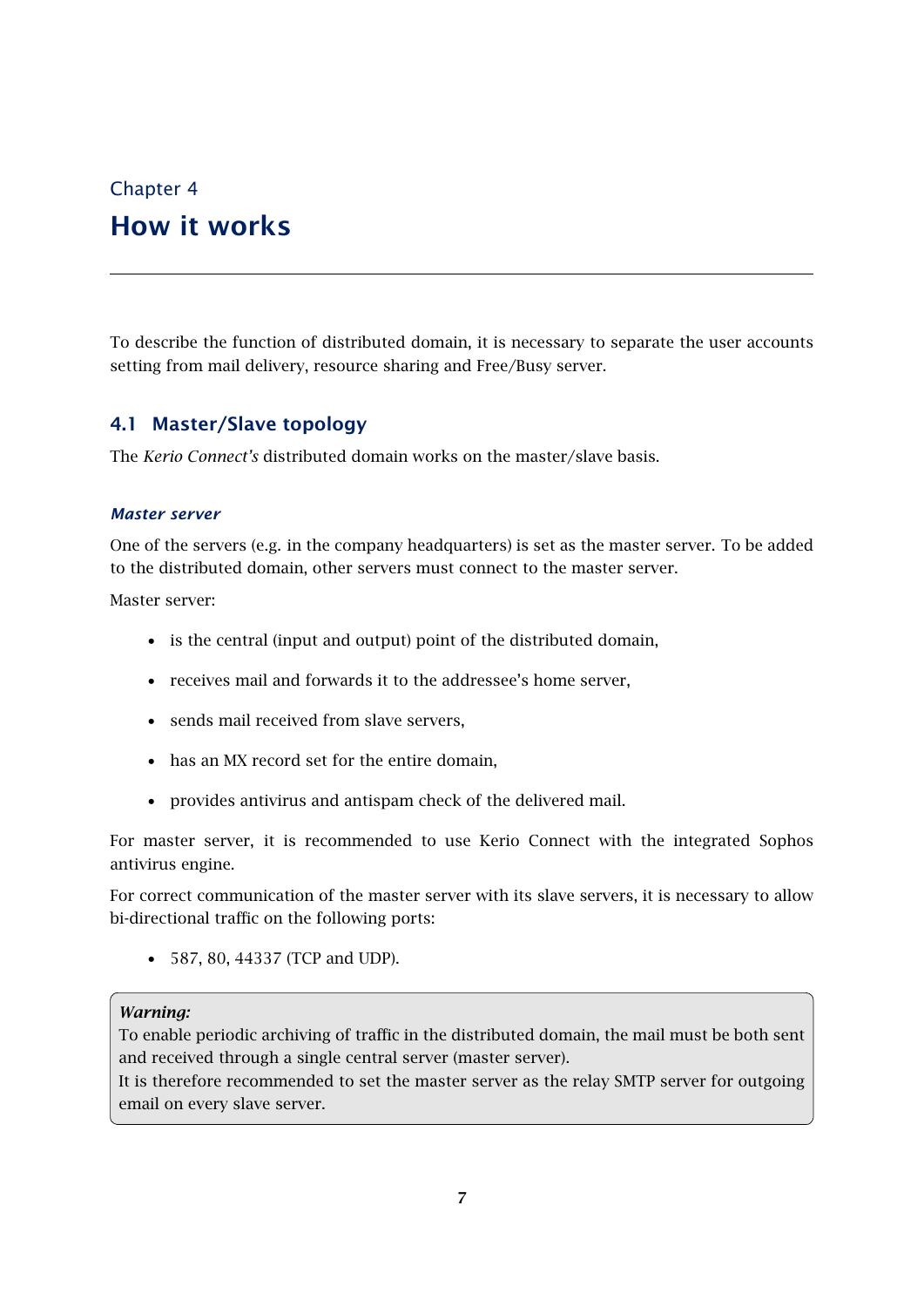Chapter 4

# How it works

To describe the function of distributed domain, it is necessary to separate the user accounts setting from mail delivery, resource sharing and Free/Busy server.

## 4.1 Master/Slave topology

The *Kerio Connect's* distributed domain works on the master/slave basis.

### *Master server*

One of the servers (e.g. in the company headquarters) is set as the master server. To be added to the distributed domain, other servers must connect to the master server.

Master server:

- is the central (input and output) point of the distributed domain,
- receives mail and forwards it to the addressee's home server,
- sends mail received from slave servers,
- has an MX record set for the entire domain,
- provides antivirus and antispam check of the delivered mail.

For master server, it is recommended to use Kerio Connect with the integrated Sophos antivirus engine.

For correct communication of the master server with its slave servers, it is necessary to allow bi-directional traffic on the following ports:

- 587, 80, 44337 (TCP and UDP).

> ***Warning:***
> To enable periodic archiving of traffic in the distributed domain, the mail must be both sent and received through a single central server (master server).
> It is therefore recommended to set the master server as the relay SMTP server for outgoing email on every slave server.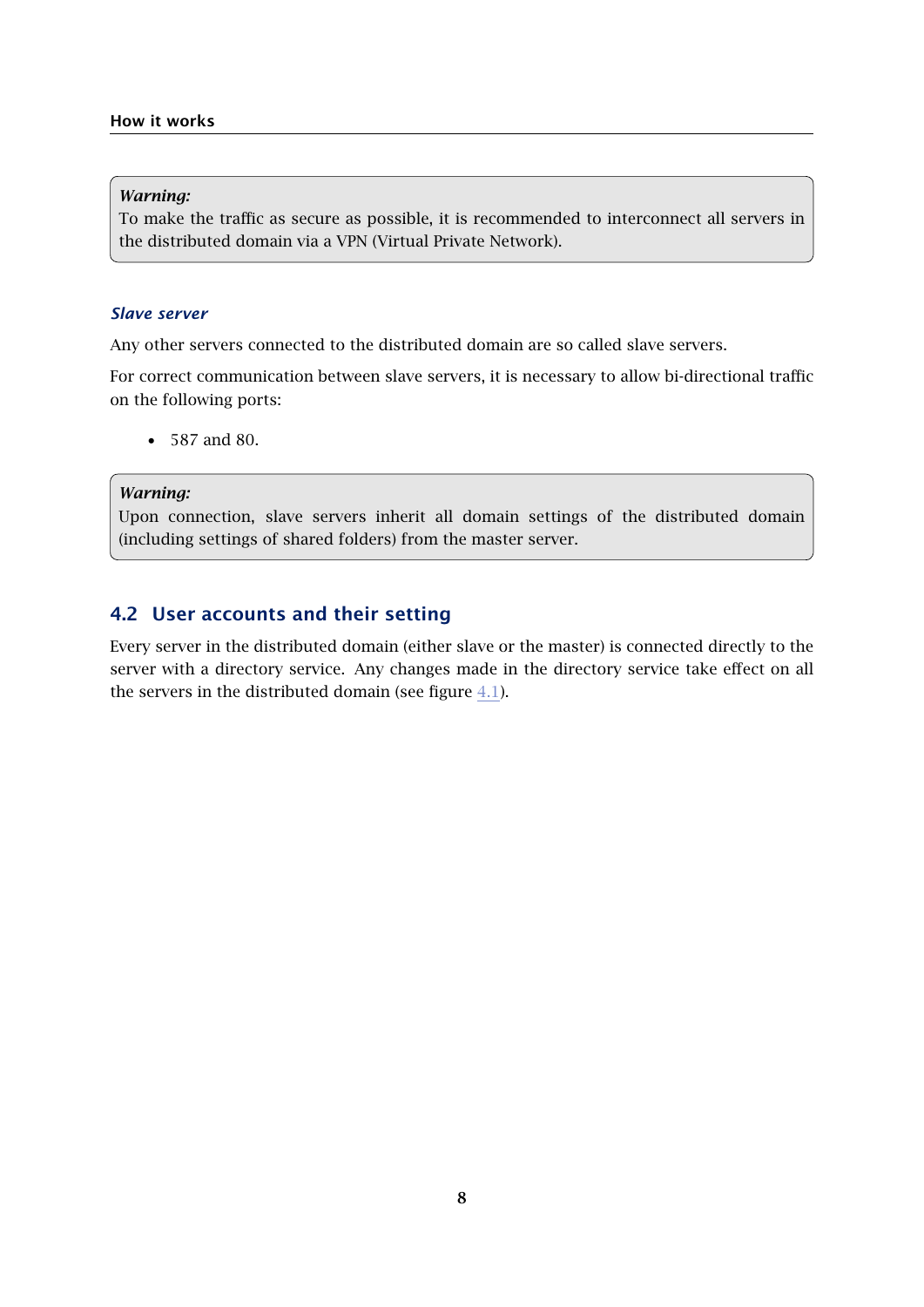> **Warning:**
> To make the traffic as secure as possible, it is recommended to interconnect all servers in the distributed domain via a VPN (Virtual Private Network).

### *Slave server*

Any other servers connected to the distributed domain are so called slave servers.

For correct communication between slave servers, it is necessary to allow bi-directional traffic on the following ports:

- 587 and 80.

> **Warning:**
> Upon connection, slave servers inherit all domain settings of the distributed domain (including settings of shared folders) from the master server.

## 4.2 User accounts and their setting

Every server in the distributed domain (either slave or the master) is connected directly to the server with a directory service. Any changes made in the directory service take effect on all the servers in the distributed domain (see figure 4.1).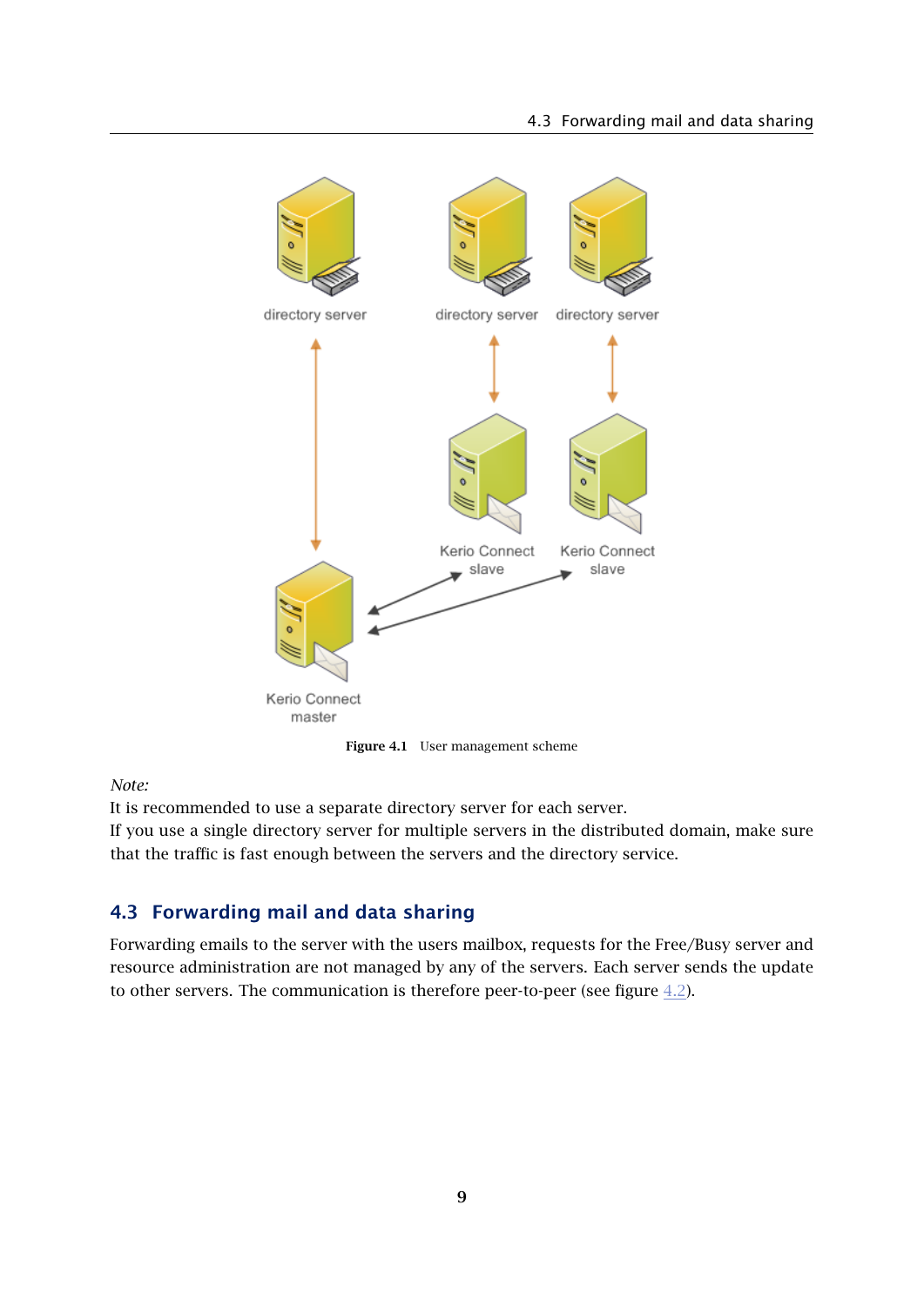Figure 4.1 User management scheme

*Note:*
It is recommended to use a separate directory server for each server.
If you use a single directory server for multiple servers in the distributed domain, make sure that the traffic is fast enough between the servers and the directory service.

## 4.3 Forwarding mail and data sharing

Forwarding emails to the server with the users mailbox, requests for the Free/Busy server and resource administration are not managed by any of the servers. Each server sends the update to other servers. The communication is therefore peer-to-peer (see figure 4.2).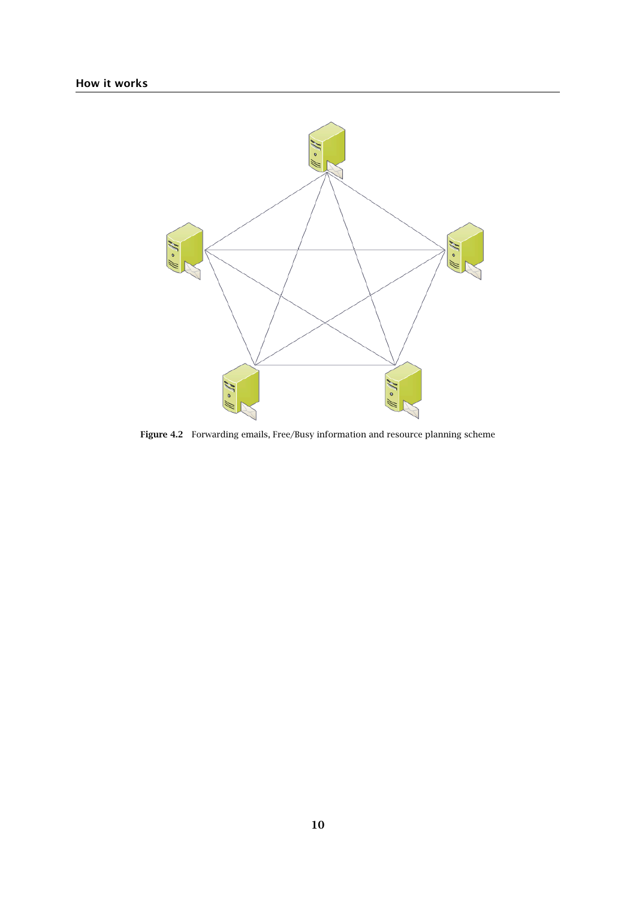**Figure 4.2** Forwarding emails, Free/Busy information and resource planning scheme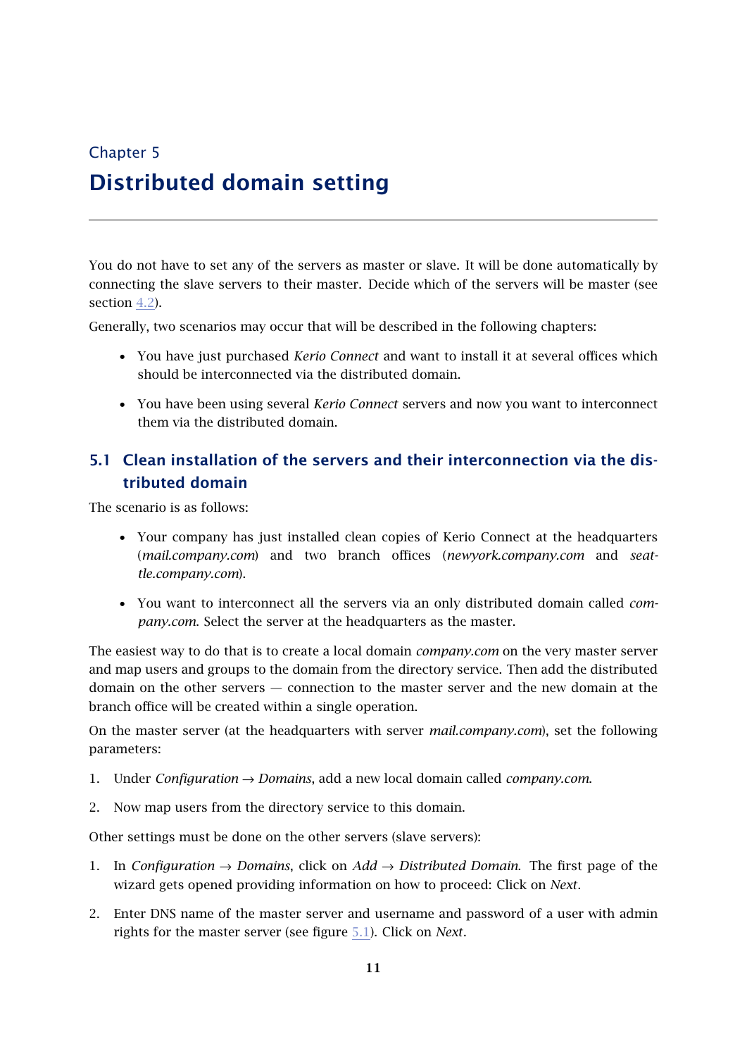Chapter 5

# Distributed domain setting

You do not have to set any of the servers as master or slave. It will be done automatically by connecting the slave servers to their master. Decide which of the servers will be master (see section 4.2).

Generally, two scenarios may occur that will be described in the following chapters:

- You have just purchased *Kerio Connect* and want to install it at several offices which should be interconnected via the distributed domain.
- You have been using several *Kerio Connect* servers and now you want to interconnect them via the distributed domain.

## 5.1 Clean installation of the servers and their interconnection via the distributed domain

The scenario is as follows:

- Your company has just installed clean copies of Kerio Connect at the headquarters (*mail.company.com*) and two branch offices (*newyork.company.com* and *seattle.company.com*).
- You want to interconnect all the servers via an only distributed domain called *company.com*. Select the server at the headquarters as the master.

The easiest way to do that is to create a local domain *company.com* on the very master server and map users and groups to the domain from the directory service. Then add the distributed domain on the other servers — connection to the master server and the new domain at the branch office will be created within a single operation.

On the master server (at the headquarters with server *mail.company.com*), set the following parameters:

1. Under *Configuration* → *Domains*, add a new local domain called *company.com*.
2. Now map users from the directory service to this domain.

Other settings must be done on the other servers (slave servers):

1. In *Configuration* → *Domains*, click on *Add* → *Distributed Domain*. The first page of the wizard gets opened providing information on how to proceed: Click on *Next*.
2. Enter DNS name of the master server and username and password of a user with admin rights for the master server (see figure 5.1). Click on *Next*.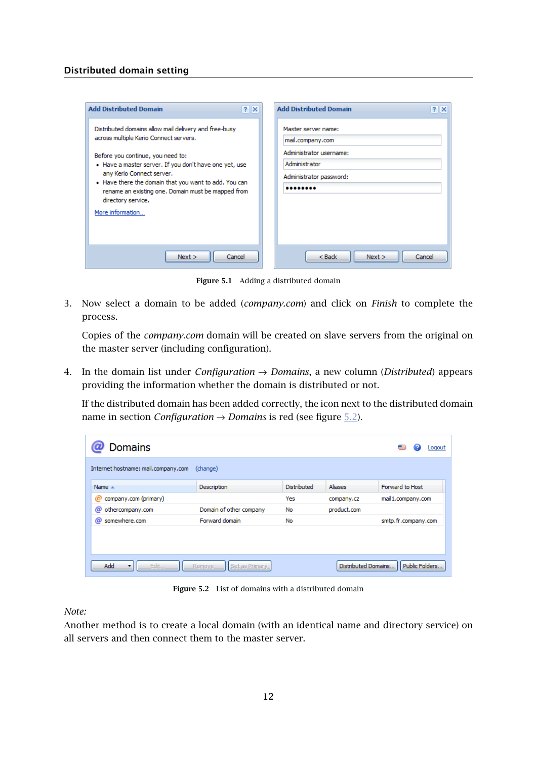## Distributed domain setting

Figure 5.1 Adding a distributed domain

3. Now select a domain to be added (*company.com*) and click on *Finish* to complete the process.

   Copies of the *company.com* domain will be created on slave servers from the original on the master server (including configuration).

4. In the domain list under *Configuration* → *Domains*, a new column (*Distributed*) appears providing the information whether the domain is distributed or not.

   If the distributed domain has been added correctly, the icon next to the distributed domain name in section *Configuration* → *Domains* is red (see figure 5.2).

Figure 5.2 List of domains with a distributed domain

*Note:*
Another method is to create a local domain (with an identical name and directory service) on all servers and then connect them to the master server.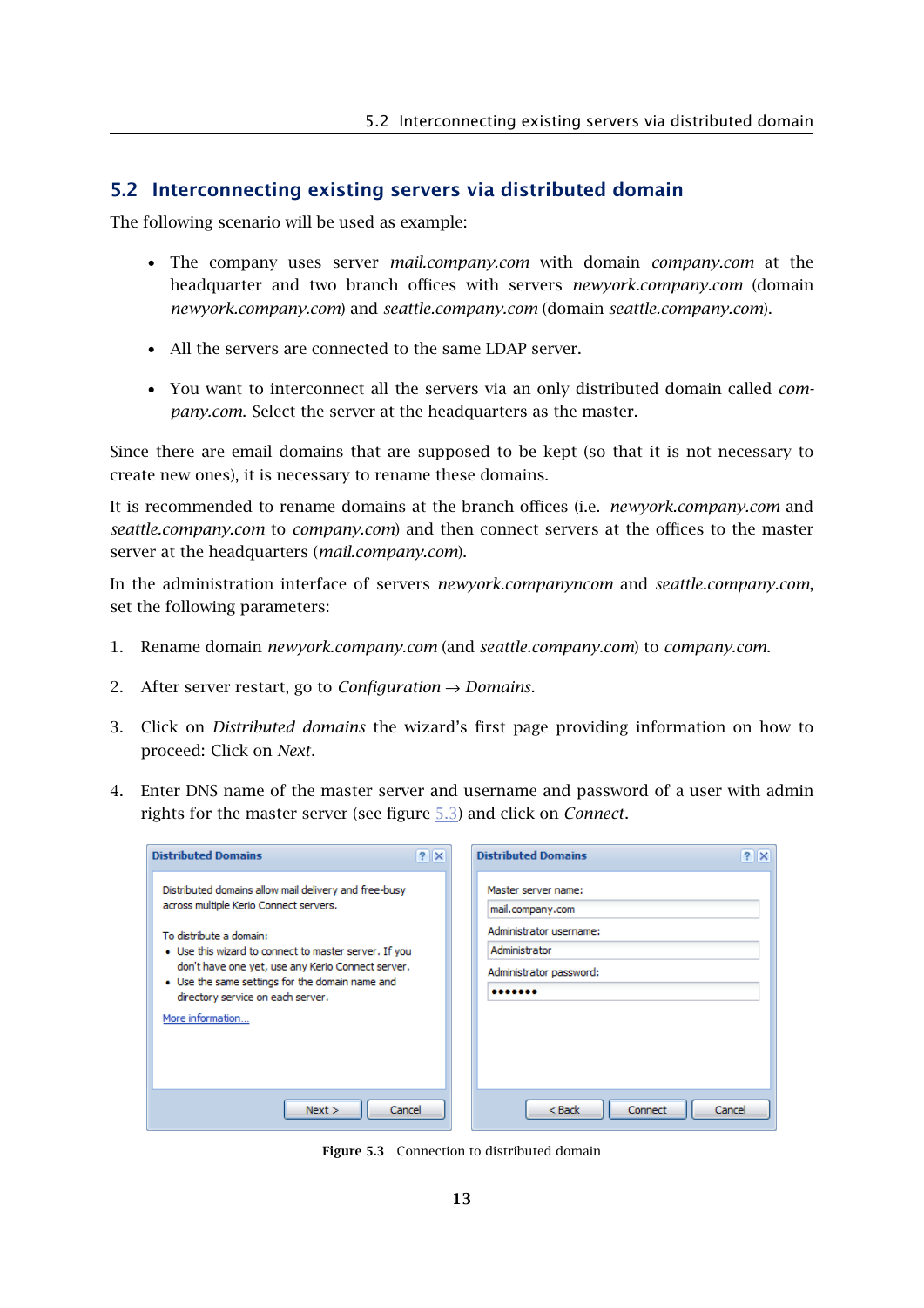## 5.2 Interconnecting existing servers via distributed domain

The following scenario will be used as example:

- The company uses server *mail.company.com* with domain *company.com* at the headquarter and two branch offices with servers *newyork.company.com* (domain *newyork.company.com*) and *seattle.company.com* (domain *seattle.company.com*).
- All the servers are connected to the same LDAP server.
- You want to interconnect all the servers via an only distributed domain called *company.com*. Select the server at the headquarters as the master.

Since there are email domains that are supposed to be kept (so that it is not necessary to create new ones), it is necessary to rename these domains.

It is recommended to rename domains at the branch offices (i.e. *newyork.company.com* and *seattle.company.com* to *company.com*) and then connect servers at the offices to the master server at the headquarters (*mail.company.com*).

In the administration interface of servers *newyork.companyncom* and *seattle.company.com*, set the following parameters:

1. Rename domain *newyork.company.com* (and *seattle.company.com*) to *company.com*.
2. After server restart, go to *Configuration* → *Domains*.
3. Click on *Distributed domains* the wizard's first page providing information on how to proceed: Click on *Next*.
4. Enter DNS name of the master server and username and password of a user with admin rights for the master server (see figure 5.3) and click on *Connect*.

**Figure 5.3** Connection to distributed domain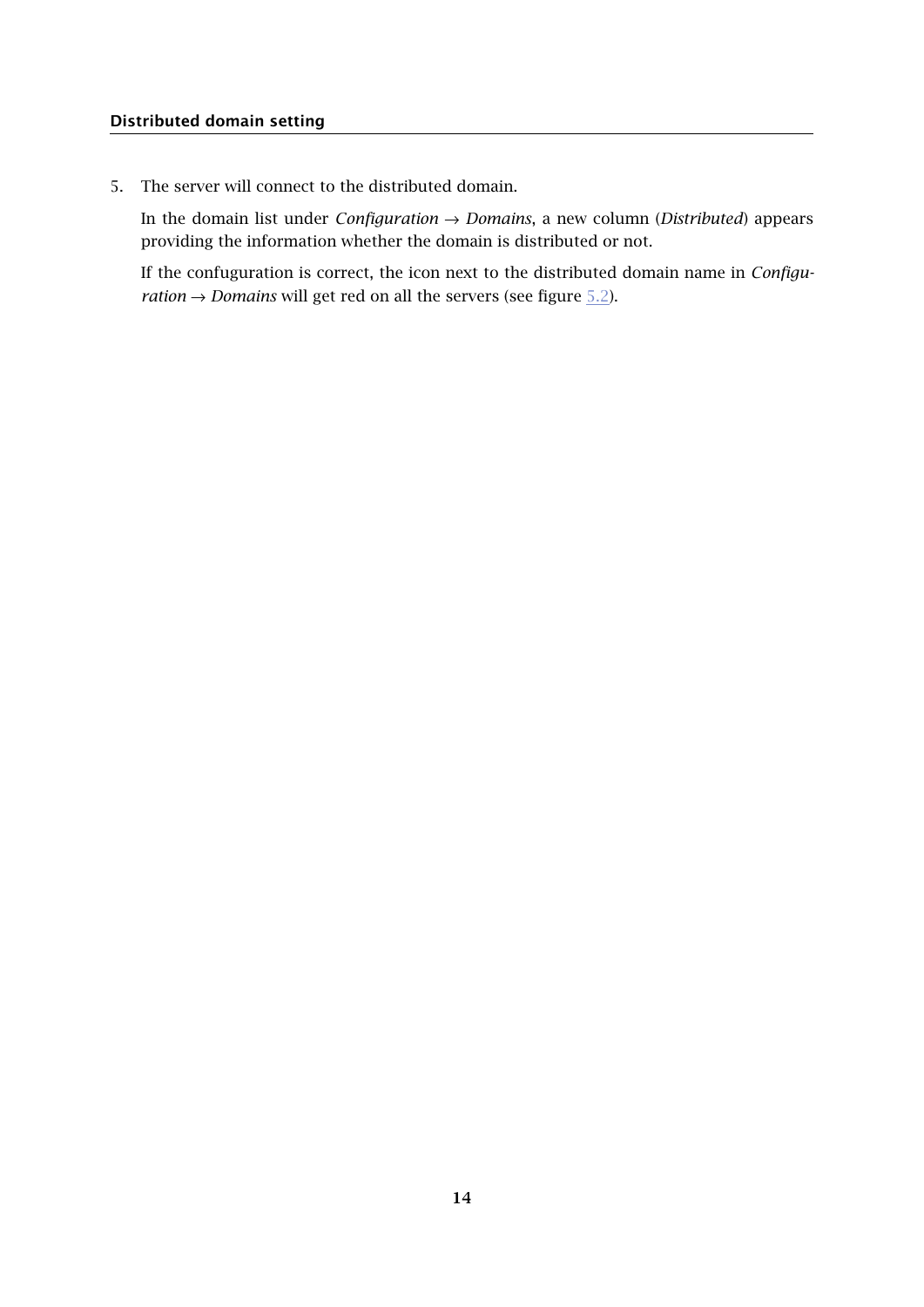5. The server will connect to the distributed domain.

   In the domain list under *Configuration* → *Domains*, a new column (*Distributed*) appears providing the information whether the domain is distributed or not.

   If the confuguration is correct, the icon next to the distributed domain name in *Configuration* → *Domains* will get red on all the servers (see figure 5.2).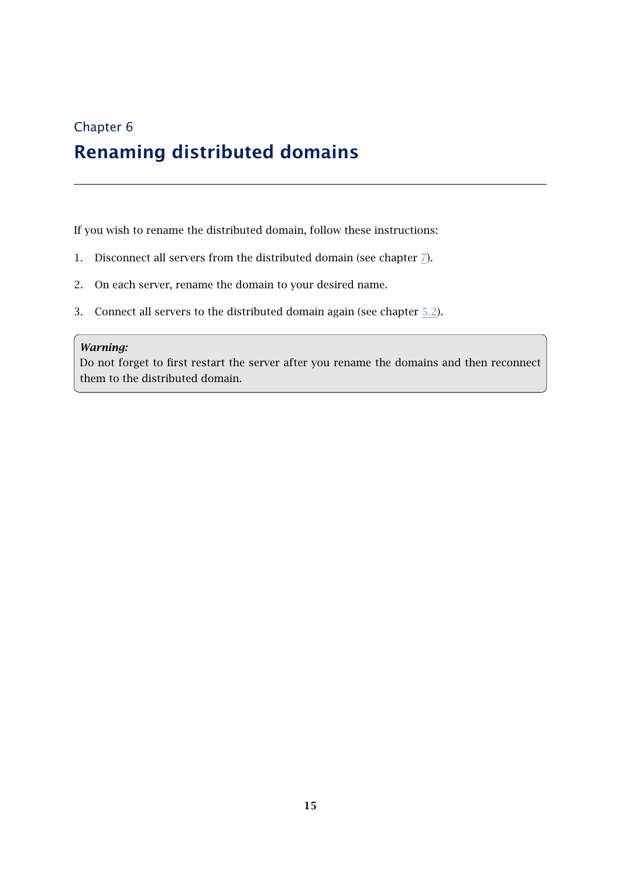Chapter 6

# Renaming distributed domains

If you wish to rename the distributed domain, follow these instructions:

1. Disconnect all servers from the distributed domain (see chapter 7).
2. On each server, rename the domain to your desired name.
3. Connect all servers to the distributed domain again (see chapter 5.2).

> ***Warning:***
> Do not forget to first restart the server after you rename the domains and then reconnect them to the distributed domain.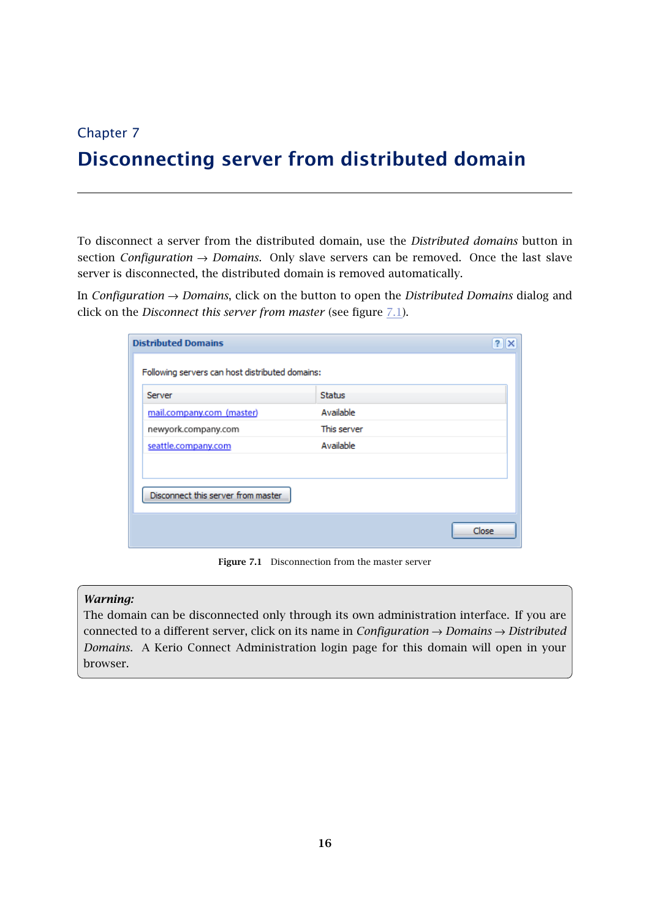Chapter 7

# Disconnecting server from distributed domain

To disconnect a server from the distributed domain, use the *Distributed domains* button in section *Configuration → Domains*. Only slave servers can be removed. Once the last slave server is disconnected, the distributed domain is removed automatically.

In *Configuration → Domains*, click on the button to open the *Distributed Domains* dialog and click on the *Disconnect this server from master* (see figure 7.1).

**Figure 7.1** Disconnection from the master server

> ***Warning:***
> The domain can be disconnected only through its own administration interface. If you are connected to a different server, click on its name in *Configuration → Domains → Distributed Domains*. A Kerio Connect Administration login page for this domain will open in your browser.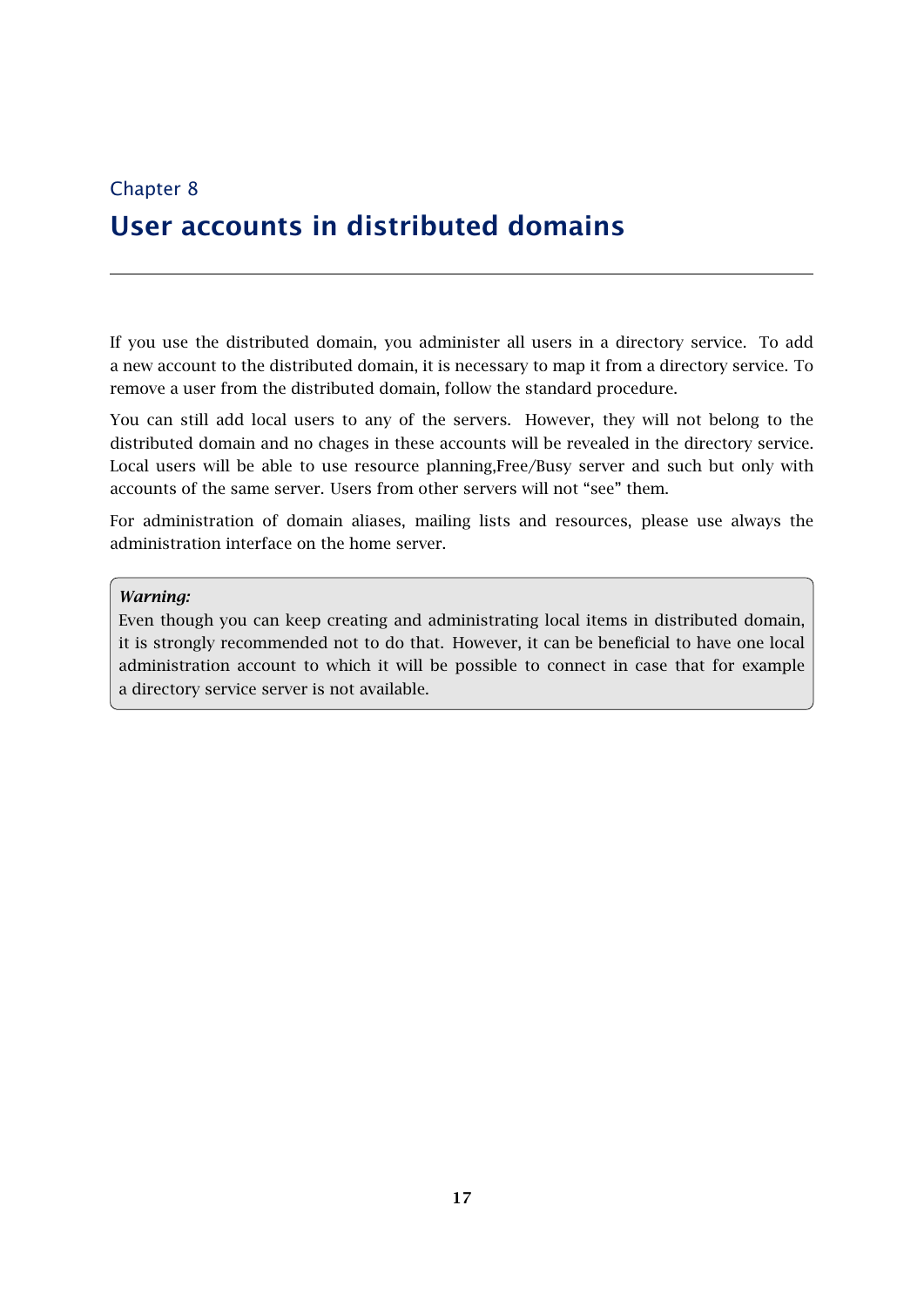# Chapter 8
# User accounts in distributed domains

If you use the distributed domain, you administer all users in a directory service. To add a new account to the distributed domain, it is necessary to map it from a directory service. To remove a user from the distributed domain, follow the standard procedure.

You can still add local users to any of the servers. However, they will not belong to the distributed domain and no chages in these accounts will be revealed in the directory service. Local users will be able to use resource planning,Free/Busy server and such but only with accounts of the same server. Users from other servers will not "see" them.

For administration of domain aliases, mailing lists and resources, please use always the administration interface on the home server.

> ***Warning:***
> Even though you can keep creating and administrating local items in distributed domain, it is strongly recommended not to do that. However, it can be beneficial to have one local administration account to which it will be possible to connect in case that for example a directory service server is not available.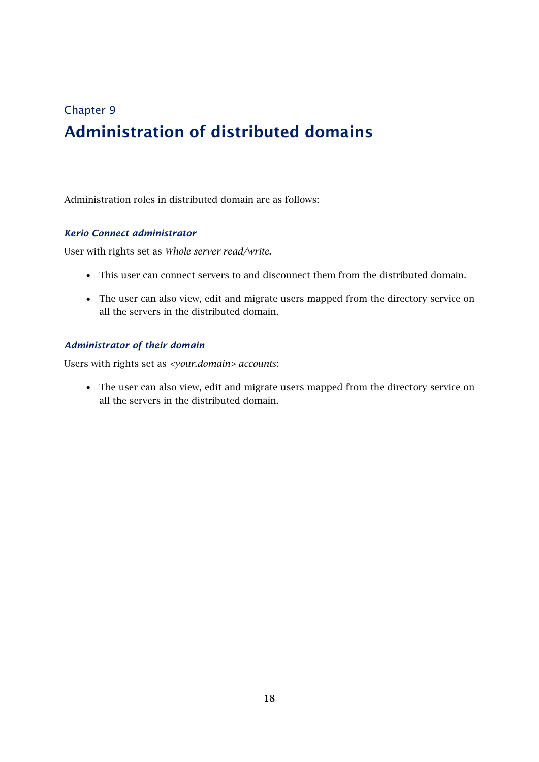Chapter 9

# Administration of distributed domains

Administration roles in distributed domain are as follows:

### *Kerio Connect administrator*

User with rights set as *Whole server read/write*.

- This user can connect servers to and disconnect them from the distributed domain.
- The user can also view, edit and migrate users mapped from the directory service on all the servers in the distributed domain.

### *Administrator of their domain*

Users with rights set as *<your.domain> accounts*:

- The user can also view, edit and migrate users mapped from the directory service on all the servers in the distributed domain.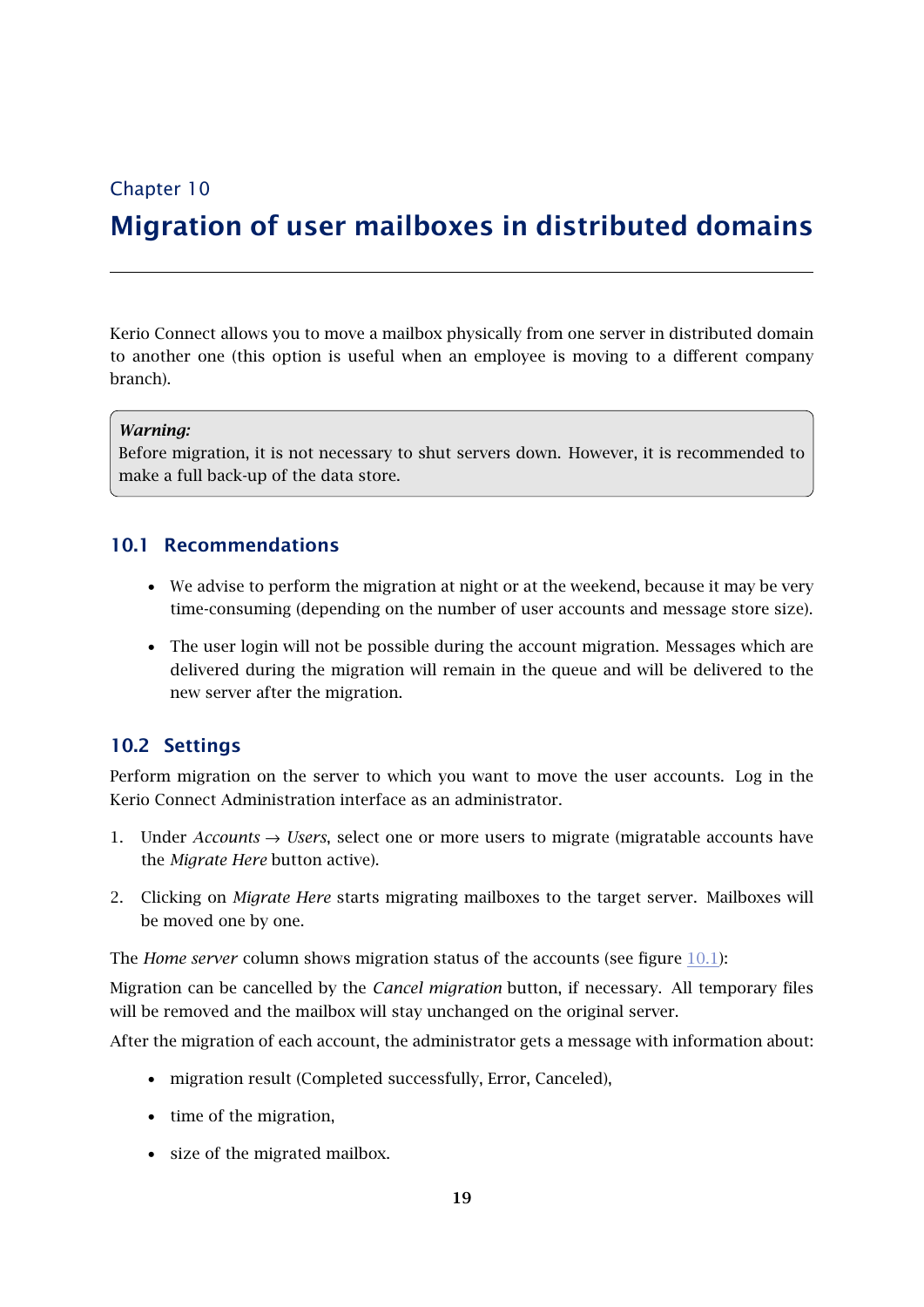Chapter 10

# Migration of user mailboxes in distributed domains

Kerio Connect allows you to move a mailbox physically from one server in distributed domain to another one (this option is useful when an employee is moving to a different company branch).

> ***Warning:***
> Before migration, it is not necessary to shut servers down. However, it is recommended to make a full back-up of the data store.

## 10.1 Recommendations

- We advise to perform the migration at night or at the weekend, because it may be very time-consuming (depending on the number of user accounts and message store size).
- The user login will not be possible during the account migration. Messages which are delivered during the migration will remain in the queue and will be delivered to the new server after the migration.

## 10.2 Settings

Perform migration on the server to which you want to move the user accounts. Log in the Kerio Connect Administration interface as an administrator.

1. Under *Accounts* → *Users*, select one or more users to migrate (migratable accounts have the *Migrate Here* button active).
2. Clicking on *Migrate Here* starts migrating mailboxes to the target server. Mailboxes will be moved one by one.

The *Home server* column shows migration status of the accounts (see figure 10.1):

Migration can be cancelled by the *Cancel migration* button, if necessary. All temporary files will be removed and the mailbox will stay unchanged on the original server.

After the migration of each account, the administrator gets a message with information about:

- migration result (Completed successfully, Error, Canceled),
- time of the migration,
- size of the migrated mailbox.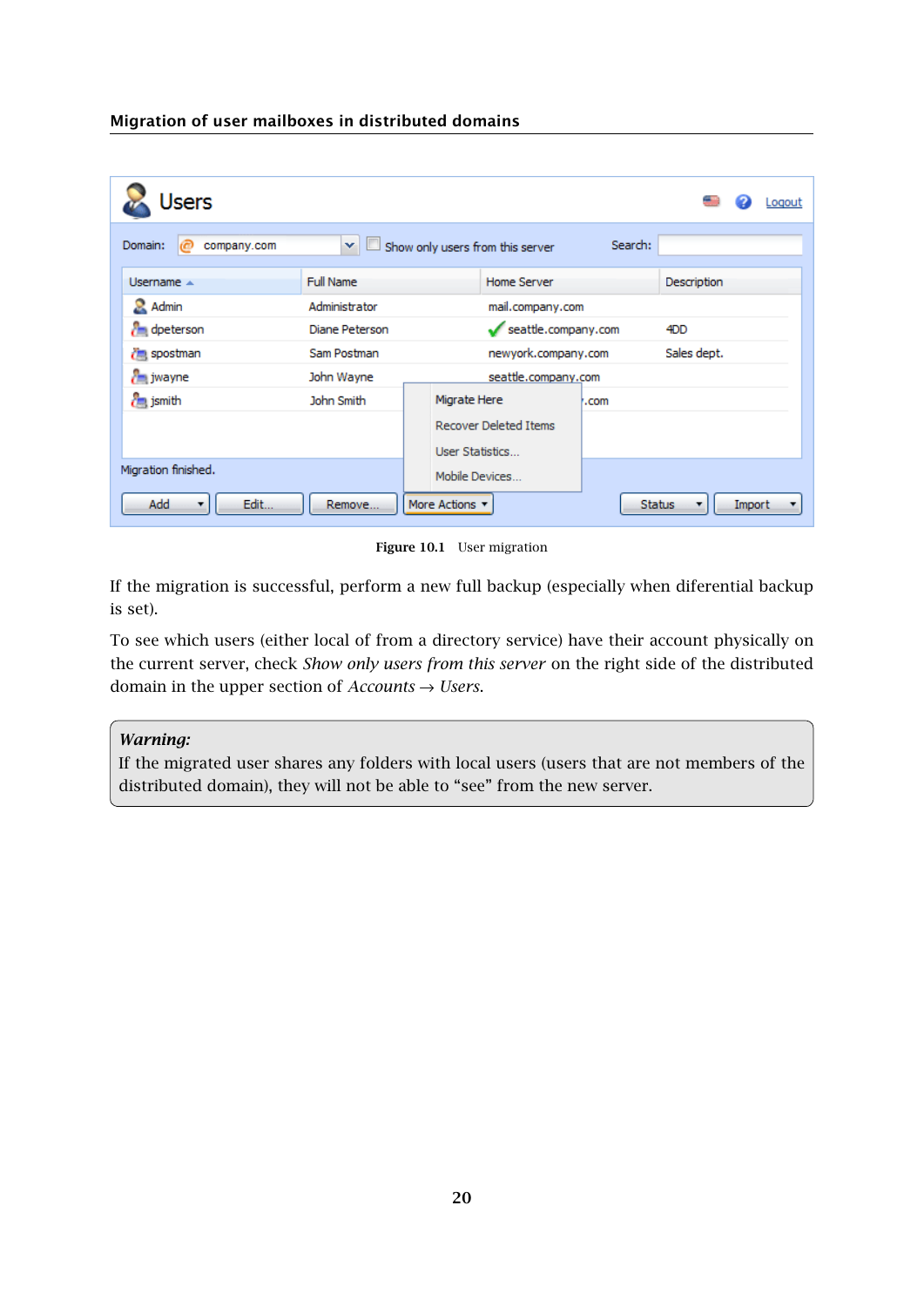Figure 10.1 User migration

If the migration is successful, perform a new full backup (especially when diferential backup is set).

To see which users (either local of from a directory service) have their account physically on the current server, check *Show only users from this server* on the right side of the distributed domain in the upper section of *Accounts* → *Users*.

> ***Warning:***
> If the migrated user shares any folders with local users (users that are not members of the distributed domain), they will not be able to "see" from the new server.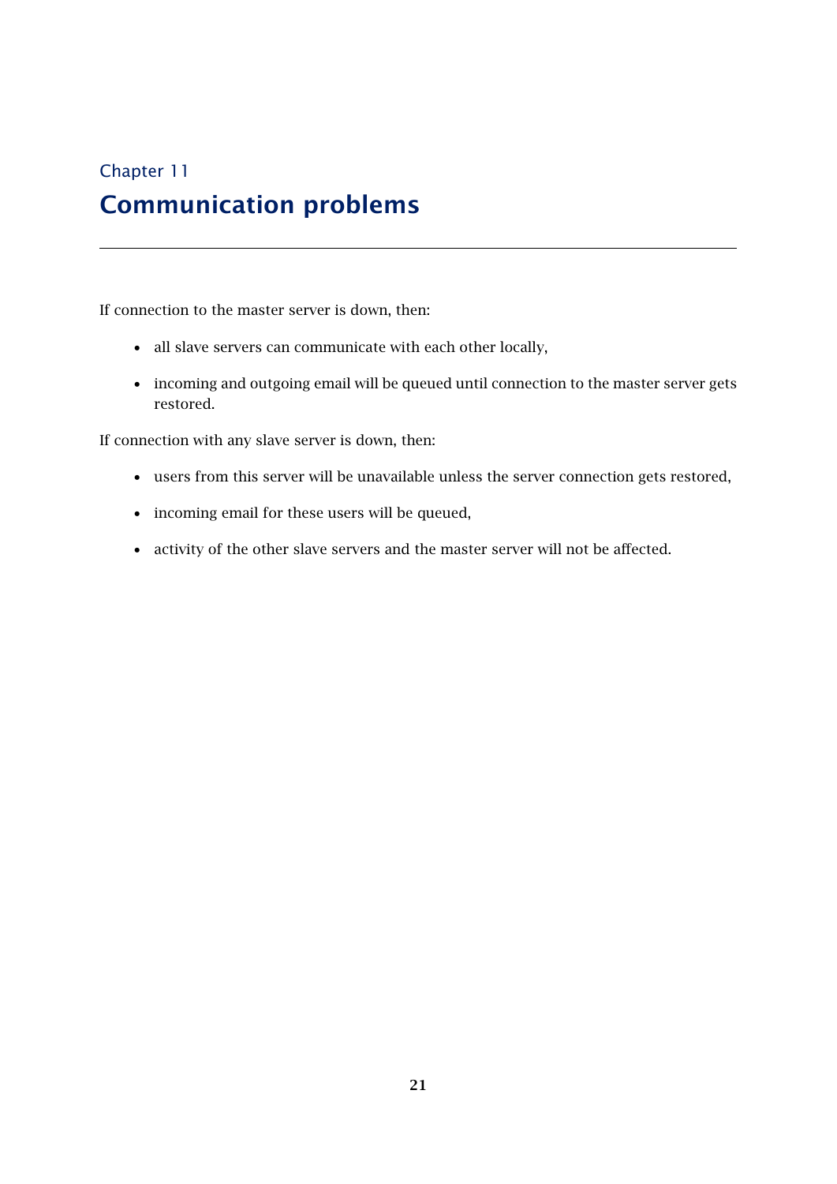Chapter 11

# Communication problems

If connection to the master server is down, then:

- all slave servers can communicate with each other locally,
- incoming and outgoing email will be queued until connection to the master server gets restored.

If connection with any slave server is down, then:

- users from this server will be unavailable unless the server connection gets restored,
- incoming email for these users will be queued,
- activity of the other slave servers and the master server will not be affected.